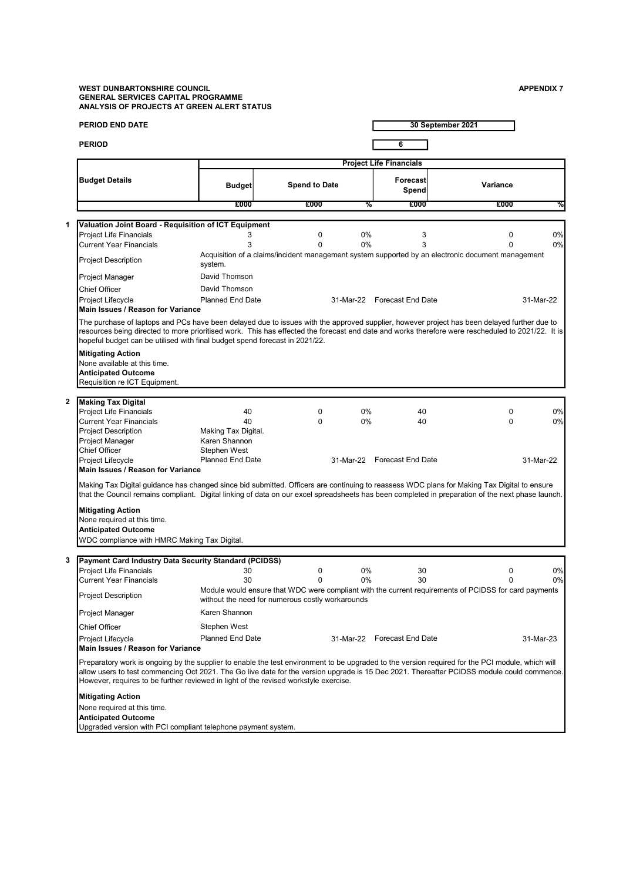**WEST DUNBARTONSHIRE COUNCIL**
**GENERAL SERVICES CAPITAL PROGRAMME**
**ANALYSIS OF PROJECTS AT GREEN ALERT STATUS**

**APPENDIX 7**

**PERIOD END DATE** 30 September 2021

**PERIOD** 6

| Budget Details | Project Life Financials | | | | | |
|---|---|---|---|---|---|---|
| | Budget | Spend to Date | | Forecast Spend | Variance | |
| | £000 | £000 | % | £000 | £000 | % |

## 1 Valuation Joint Board - Requisition of ICT Equipment

| | Budget | Spend to Date | % | Forecast Spend | Variance | % |
|---|---|---|---|---|---|---|
| Project Life Financials | 3 | 0 | 0% | 3 | 0 | 0% |
| Current Year Financials | 3 | 0 | 0% | 3 | 0 | 0% |

**Project Description:** Acquisition of a claims/incident management system supported by an electronic document management system.

**Project Manager:** David Thomson

**Chief Officer:** David Thomson

**Project Lifecycle:** Planned End Date 31-Mar-22 | Forecast End Date 31-Mar-22

**Main Issues / Reason for Variance**

The purchase of laptops and PCs have been delayed due to issues with the approved supplier, however project has been delayed further due to resources being directed to more prioritised work. This has effected the forecast end date and works therefore were rescheduled to 2021/22. It is hopeful budget can be utilised with final budget spend forecast in 2021/22.

**Mitigating Action**
None available at this time.

**Anticipated Outcome**
Requisition re ICT Equipment.

## 2 Making Tax Digital

| | Budget | Spend to Date | % | Forecast Spend | Variance | % |
|---|---|---|---|---|---|---|
| Project Life Financials | 40 | 0 | 0% | 40 | 0 | 0% |
| Current Year Financials | 40 | 0 | 0% | 40 | 0 | 0% |

**Project Description:** Making Tax Digital.

**Project Manager:** Karen Shannon

**Chief Officer:** Stephen West

**Project Lifecycle:** Planned End Date 31-Mar-22 | Forecast End Date 31-Mar-22

**Main Issues / Reason for Variance**

Making Tax Digital guidance has changed since bid submitted. Officers are continuing to reassess WDC plans for Making Tax Digital to ensure that the Council remains compliant. Digital linking of data on our excel spreadsheets has been completed in preparation of the next phase launch.

**Mitigating Action**
None required at this time.

**Anticipated Outcome**
WDC compliance with HMRC Making Tax Digital.

## 3 Payment Card Industry Data Security Standard (PCIDSS)

| | Budget | Spend to Date | % | Forecast Spend | Variance | % |
|---|---|---|---|---|---|---|
| Project Life Financials | 30 | 0 | 0% | 30 | 0 | 0% |
| Current Year Financials | 30 | 0 | 0% | 30 | 0 | 0% |

**Project Description:** Module would ensure that WDC were compliant with the current requirements of PCIDSS for card payments without the need for numerous costly workarounds

**Project Manager:** Karen Shannon

**Chief Officer:** Stephen West

**Project Lifecycle:** Planned End Date 31-Mar-22 | Forecast End Date 31-Mar-23

**Main Issues / Reason for Variance**

Preparatory work is ongoing by the supplier to enable the test environment to be upgraded to the version required for the PCI module, which will allow users to test commencing Oct 2021. The Go live date for the version upgrade is 15 Dec 2021. Thereafter PCIDSS module could commence. However, requires to be further reviewed in light of the revised workstyle exercise.

**Mitigating Action**
None required at this time.

**Anticipated Outcome**
Upgraded version with PCI compliant telephone payment system.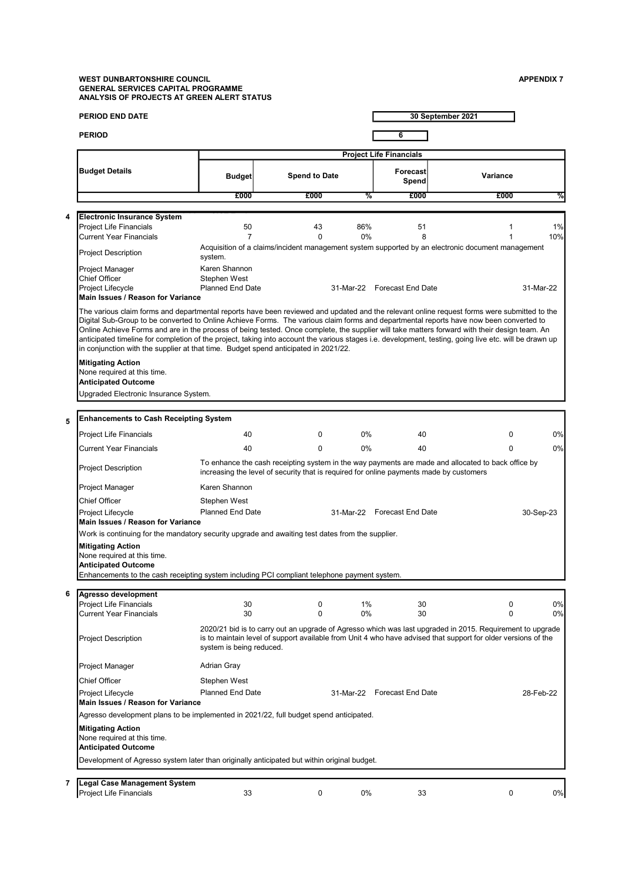**WEST DUNBARTONSHIRE COUNCIL**
**GENERAL SERVICES CAPITAL PROGRAMME**
**ANALYSIS OF PROJECTS AT GREEN ALERT STATUS**

**APPENDIX 7**

**PERIOD END DATE** 30 September 2021

**PERIOD** 6

| Budget Details | Project Life Financials | | | | | |
|---|---|---|---|---|---|---|
| | Budget | Spend to Date | | Forecast Spend | Variance | |
| | £000 | £000 | % | £000 | £000 | % |

**4 Electronic Insurance System**

| | Budget | Spend to Date | % | Forecast Spend | Variance | % |
|---|---|---|---|---|---|---|
| Project Life Financials | 50 | 43 | 86% | 51 | 1 | 1% |
| Current Year Financials | 7 | 0 | 0% | 8 | 1 | 10% |

Project Description: Acquisition of a claims/incident management system supported by an electronic document management system.

Project Manager: Karen Shannon
Chief Officer: Stephen West
Project Lifecycle: Planned End Date 31-Mar-22 Forecast End Date 31-Mar-22

**Main Issues / Reason for Variance**

The various claim forms and departmental reports have been reviewed and updated and the relevant online request forms were submitted to the Digital Sub-Group to be converted to Online Achieve Forms. The various claim forms and departmental reports have now been converted to Online Achieve Forms and are in the process of being tested. Once complete, the supplier will take matters forward with their design team. An anticipated timeline for completion of the project, taking into account the various stages i.e. development, testing, going live etc. will be drawn up in conjunction with the supplier at that time. Budget spend anticipated in 2021/22.

**Mitigating Action**
None required at this time.

**Anticipated Outcome**
Upgraded Electronic Insurance System.

**5 Enhancements to Cash Receipting System**

| | Budget | Spend to Date | % | Forecast Spend | Variance | % |
|---|---|---|---|---|---|---|
| Project Life Financials | 40 | 0 | 0% | 40 | 0 | 0% |
| Current Year Financials | 40 | 0 | 0% | 40 | 0 | 0% |

Project Description: To enhance the cash receipting system in the way payments are made and allocated to back office by increasing the level of security that is required for online payments made by customers

Project Manager: Karen Shannon
Chief Officer: Stephen West
Project Lifecycle: Planned End Date 31-Mar-22 Forecast End Date 30-Sep-23

**Main Issues / Reason for Variance**

Work is continuing for the mandatory security upgrade and awaiting test dates from the supplier.

**Mitigating Action**
None required at this time.

**Anticipated Outcome**
Enhancements to the cash receipting system including PCI compliant telephone payment system.

**6 Agresso development**

| | Budget | Spend to Date | % | Forecast Spend | Variance | % |
|---|---|---|---|---|---|---|
| Project Life Financials | 30 | 0 | 1% | 30 | 0 | 0% |
| Current Year Financials | 30 | 0 | 0% | 30 | 0 | 0% |

Project Description: 2020/21 bid is to carry out an upgrade of Agresso which was last upgraded in 2015. Requirement to upgrade is to maintain level of support available from Unit 4 who have advised that support for older versions of the system is being reduced.

Project Manager: Adrian Gray
Chief Officer: Stephen West
Project Lifecycle: Planned End Date 31-Mar-22 Forecast End Date 28-Feb-22

**Main Issues / Reason for Variance**

Agresso development plans to be implemented in 2021/22, full budget spend anticipated.

**Mitigating Action**
None required at this time.

**Anticipated Outcome**

Development of Agresso system later than originally anticipated but within original budget.

**7 Legal Case Management System**

| | Budget | Spend to Date | % | Forecast Spend | Variance | % |
|---|---|---|---|---|---|---|
| Project Life Financials | 33 | 0 | 0% | 33 | 0 | 0% |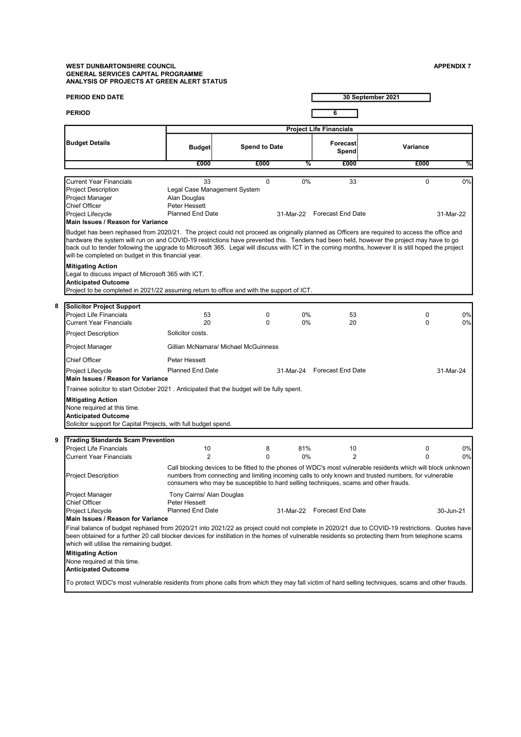**WEST DUNBARTONSHIRE COUNCIL**
**GENERAL SERVICES CAPITAL PROGRAMME**
**ANALYSIS OF PROJECTS AT GREEN ALERT STATUS**

**APPENDIX 7**

| **PERIOD END DATE** | 30 September 2021 |
|---|---|
| **PERIOD** | 6 |

| **Budget Details** | **Project Life Financials** | | | | | |
|---|---|---|---|---|---|---|
| | **Budget** | **Spend to Date** | | **Forecast Spend** | **Variance** | |
| | **£000** | **£000** | **%** | **£000** | **£000** | **%** |
| Current Year Financials | 33 | 0 | 0% | 33 | 0 | 0% |

Project Description: Legal Case Management System
Project Manager: Alan Douglas
Chief Officer: Peter Hessett
Project Lifecycle: Planned End Date 31-Mar-22 Forecast End Date 31-Mar-22

**Main Issues / Reason for Variance**

Budget has been rephased from 2020/21. The project could not proceed as originally planned as Officers are required to access the office and hardware the system will run on and COVID-19 restrictions have prevented this. Tenders had been held, however the project may have to go back out to tender following the upgrade to Microsoft 365. Legal will discuss with ICT in the coming months, however it is still hoped the project will be completed on budget in this financial year.

**Mitigating Action**
Legal to discuss impact of Microsoft 365 with ICT.

**Anticipated Outcome**
Project to be completed in 2021/22 assuming return to office and with the support of ICT.

**8 Solicitor Project Support**

| | Budget £000 | Spend to Date £000 | % | Forecast Spend £000 | Variance £000 | % |
|---|---|---|---|---|---|---|
| Project Life Financials | 53 | 0 | 0% | 53 | 0 | 0% |
| Current Year Financials | 20 | 0 | 0% | 20 | 0 | 0% |

Project Description: Solicitor costs.
Project Manager: Gillian McNamara/ Michael McGuinness
Chief Officer: Peter Hessett
Project Lifecycle: Planned End Date 31-Mar-24 Forecast End Date 31-Mar-24

**Main Issues / Reason for Variance**
Trainee solicitor to start October 2021 . Anticipated that the budget will be fully spent.

**Mitigating Action**
None required at this time.

**Anticipated Outcome**
Solicitor support for Capital Projects, with full budget spend.

**9 Trading Standards Scam Prevention**

| | Budget £000 | Spend to Date £000 | % | Forecast Spend £000 | Variance £000 | % |
|---|---|---|---|---|---|---|
| Project Life Financials | 10 | 8 | 81% | 10 | 0 | 0% |
| Current Year Financials | 2 | 0 | 0% | 2 | 0 | 0% |

Project Description: Call blocking devices to be fitted to the phones of WDC's most vulnerable residents which will block unknown numbers from connecting and limiting incoming calls to only known and trusted numbers, for vulnerable consumers who may be susceptible to hard selling techniques, scams and other frauds.
Project Manager: Tony Cairns/ Alan Douglas
Chief Officer: Peter Hessett
Project Lifecycle: Planned End Date 31-Mar-22 Forecast End Date 30-Jun-21

**Main Issues / Reason for Variance**
Final balance of budget rephased from 2020/21 into 2021/22 as project could not complete in 2020/21 due to COVID-19 restrictions. Quotes have been obtained for a further 20 call blocker devices for instillation in the homes of vulnerable residents so protecting them from telephone scams which will utilise the remaining budget.

**Mitigating Action**
None required at this time.

**Anticipated Outcome**
To protect WDC's most vulnerable residents from phone calls from which they may fall victim of hard selling techniques, scams and other frauds.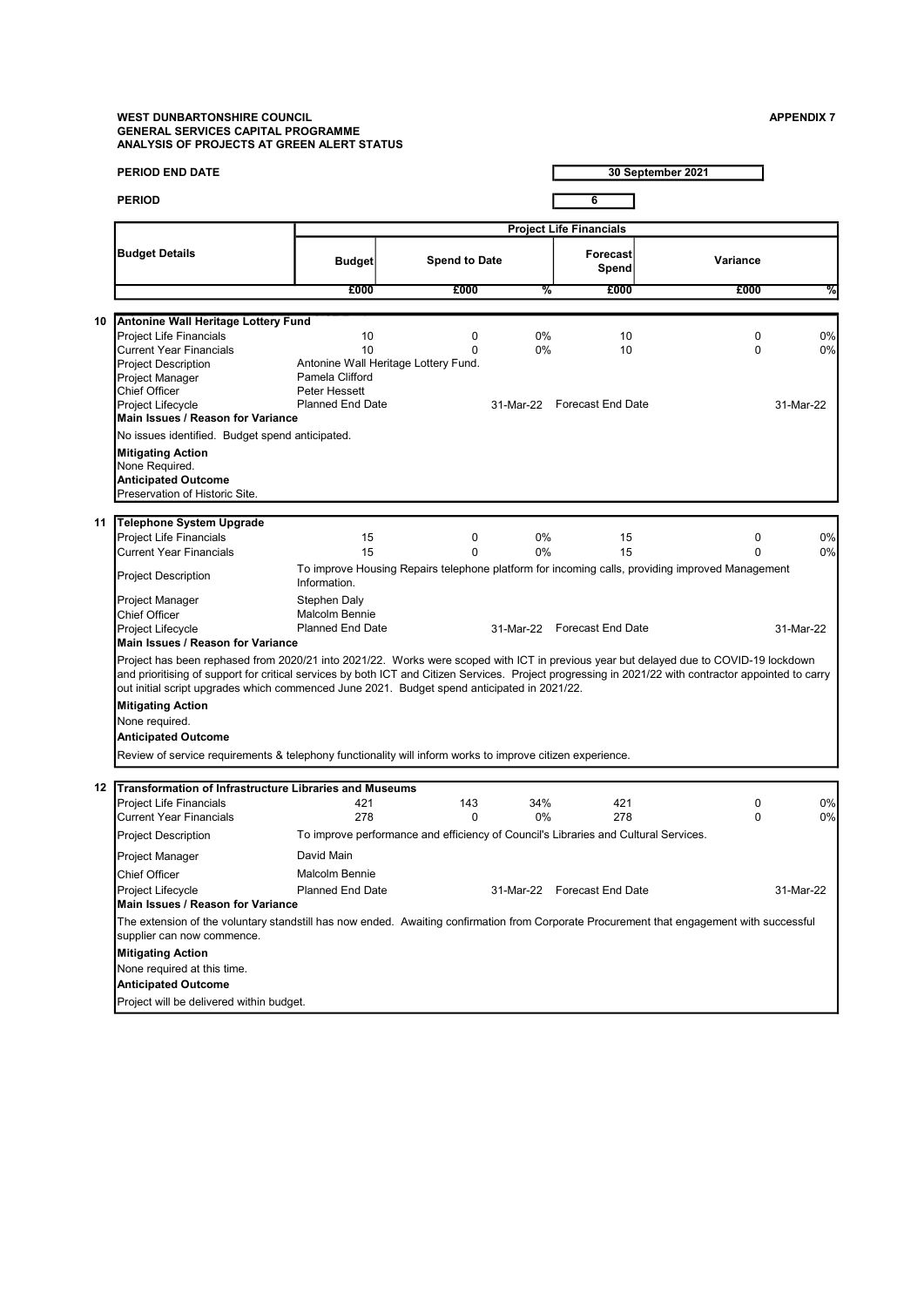**WEST DUNBARTONSHIRE COUNCIL**
**GENERAL SERVICES CAPITAL PROGRAMME**
**ANALYSIS OF PROJECTS AT GREEN ALERT STATUS**

**APPENDIX 7**

**PERIOD END DATE** 30 September 2021

**PERIOD** 6

| Budget Details | Project Life Financials | | | | | |
|---|---|---|---|---|---|---|
| | Budget | Spend to Date | | Forecast Spend | Variance | |
| | £000 | £000 | % | £000 | £000 | % |

**10 Antonine Wall Heritage Lottery Fund**

| | | | | | | |
|---|---|---|---|---|---|---|
| Project Life Financials | 10 | 0 | 0% | 10 | 0 | 0% |
| Current Year Financials | 10 | 0 | 0% | 10 | 0 | 0% |

- **Project Description:** Antonine Wall Heritage Lottery Fund.
- **Project Manager:** Pamela Clifford
- **Chief Officer:** Peter Hessett
- **Project Lifecycle:** Planned End Date 31-Mar-22; Forecast End Date 31-Mar-22

**Main Issues / Reason for Variance**

No issues identified. Budget spend anticipated.

**Mitigating Action**

None Required.

**Anticipated Outcome**

Preservation of Historic Site.

**11 Telephone System Upgrade**

| | | | | | | |
|---|---|---|---|---|---|---|
| Project Life Financials | 15 | 0 | 0% | 15 | 0 | 0% |
| Current Year Financials | 15 | 0 | 0% | 15 | 0 | 0% |

- **Project Description:** To improve Housing Repairs telephone platform for incoming calls, providing improved Management Information.
- **Project Manager:** Stephen Daly
- **Chief Officer:** Malcolm Bennie
- **Project Lifecycle:** Planned End Date 31-Mar-22; Forecast End Date 31-Mar-22

**Main Issues / Reason for Variance**

Project has been rephased from 2020/21 into 2021/22. Works were scoped with ICT in previous year but delayed due to COVID-19 lockdown and prioritising of support for critical services by both ICT and Citizen Services. Project progressing in 2021/22 with contractor appointed to carry out initial script upgrades which commenced June 2021. Budget spend anticipated in 2021/22.

**Mitigating Action**

None required.

**Anticipated Outcome**

Review of service requirements & telephony functionality will inform works to improve citizen experience.

**12 Transformation of Infrastructure Libraries and Museums**

| | | | | | | |
|---|---|---|---|---|---|---|
| Project Life Financials | 421 | 143 | 34% | 421 | 0 | 0% |
| Current Year Financials | 278 | 0 | 0% | 278 | 0 | 0% |

- **Project Description:** To improve performance and efficiency of Council's Libraries and Cultural Services.
- **Project Manager:** David Main
- **Chief Officer:** Malcolm Bennie
- **Project Lifecycle:** Planned End Date 31-Mar-22; Forecast End Date 31-Mar-22

**Main Issues / Reason for Variance**

The extension of the voluntary standstill has now ended. Awaiting confirmation from Corporate Procurement that engagement with successful supplier can now commence.

**Mitigating Action**

None required at this time.

**Anticipated Outcome**

Project will be delivered within budget.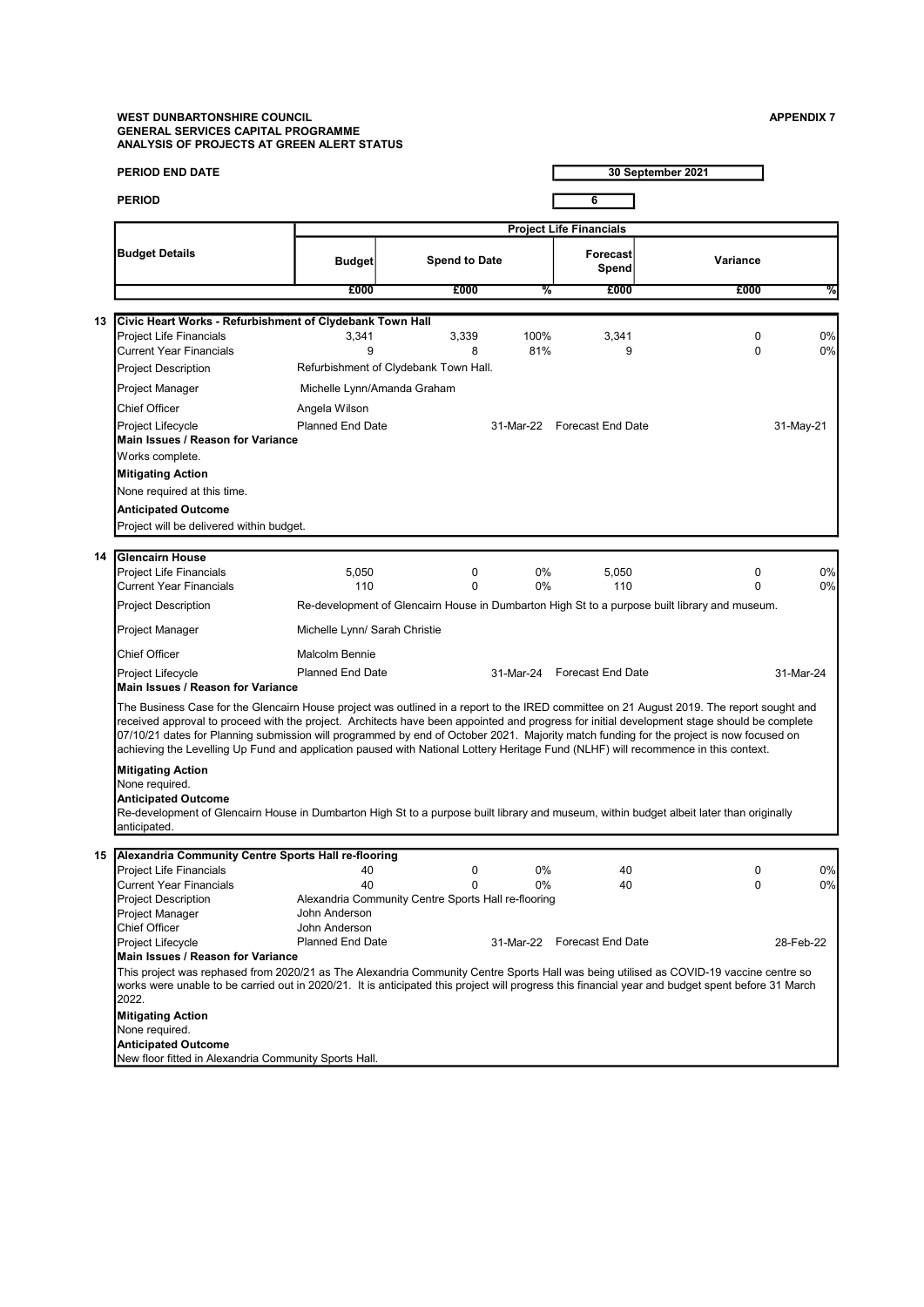**WEST DUNBARTONSHIRE COUNCIL**
**GENERAL SERVICES CAPITAL PROGRAMME**
**ANALYSIS OF PROJECTS AT GREEN ALERT STATUS**

**APPENDIX 7**

**PERIOD END DATE** 30 September 2021

**PERIOD** 6

| Budget Details | Project Life Financials | | | | | |
|---|---|---|---|---|---|---|
| | Budget | Spend to Date | | Forecast Spend | Variance | |
| | £000 | £000 | % | £000 | £000 | % |

**13 Civic Heart Works - Refurbishment of Clydebank Town Hall**

| | | | | | | |
|---|---|---|---|---|---|---|
| Project Life Financials | 3,341 | 3,339 | 100% | 3,341 | 0 | 0% |
| Current Year Financials | 9 | 8 | 81% | 9 | 0 | 0% |

Project Description: Refurbishment of Clydebank Town Hall.

Project Manager: Michelle Lynn/Amanda Graham

Chief Officer: Angela Wilson

Project Lifecycle: Planned End Date 31-Mar-22 Forecast End Date 31-May-21

**Main Issues / Reason for Variance**

Works complete.

**Mitigating Action**

None required at this time.

**Anticipated Outcome**

Project will be delivered within budget.

**14 Glencairn House**

| | | | | | | |
|---|---|---|---|---|---|---|
| Project Life Financials | 5,050 | 0 | 0% | 5,050 | 0 | 0% |
| Current Year Financials | 110 | 0 | 0% | 110 | 0 | 0% |

Project Description: Re-development of Glencairn House in Dumbarton High St to a purpose built library and museum.

Project Manager: Michelle Lynn/ Sarah Christie

Chief Officer: Malcolm Bennie

Project Lifecycle: Planned End Date 31-Mar-24 Forecast End Date 31-Mar-24

**Main Issues / Reason for Variance**

The Business Case for the Glencairn House project was outlined in a report to the IRED committee on 21 August 2019. The report sought and received approval to proceed with the project. Architects have been appointed and progress for initial development stage should be complete 07/10/21 dates for Planning submission will programmed by end of October 2021. Majority match funding for the project is now focused on achieving the Levelling Up Fund and application paused with National Lottery Heritage Fund (NLHF) will recommence in this context.

**Mitigating Action**

None required.

**Anticipated Outcome**

Re-development of Glencairn House in Dumbarton High St to a purpose built library and museum, within budget albeit later than originally anticipated.

**15 Alexandria Community Centre Sports Hall re-flooring**

| | | | | | | |
|---|---|---|---|---|---|---|
| Project Life Financials | 40 | 0 | 0% | 40 | 0 | 0% |
| Current Year Financials | 40 | 0 | 0% | 40 | 0 | 0% |

Project Description: Alexandria Community Centre Sports Hall re-flooring

Project Manager: John Anderson

Chief Officer: John Anderson

Project Lifecycle: Planned End Date 31-Mar-22 Forecast End Date 28-Feb-22

**Main Issues / Reason for Variance**

This project was rephased from 2020/21 as The Alexandria Community Centre Sports Hall was being utilised as COVID-19 vaccine centre so works were unable to be carried out in 2020/21. It is anticipated this project will progress this financial year and budget spent before 31 March 2022.

**Mitigating Action**

None required.

**Anticipated Outcome**

New floor fitted in Alexandria Community Sports Hall.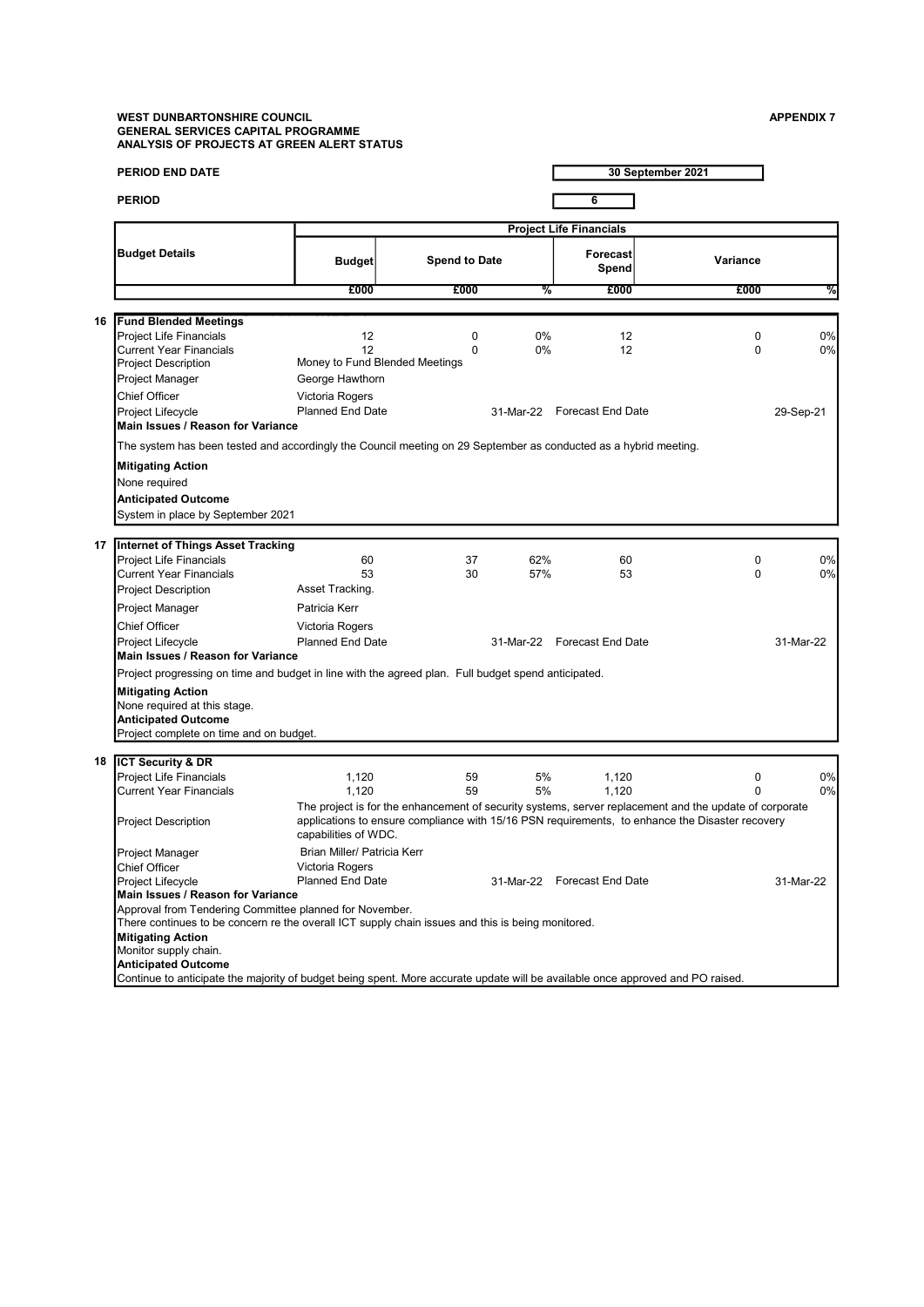**WEST DUNBARTONSHIRE COUNCIL**
**GENERAL SERVICES CAPITAL PROGRAMME**
**ANALYSIS OF PROJECTS AT GREEN ALERT STATUS**

**APPENDIX 7**

**PERIOD END DATE** 30 September 2021

**PERIOD** 6

| Budget Details | Budget | Spend to Date | | Forecast Spend | Variance | |
|---|---|---|---|---|---|---|
| | £000 | £000 | % | £000 | £000 | % |

**16 Fund Blended Meetings**

| | Budget | Spend to Date | % | Forecast Spend | Variance | % |
|---|---|---|---|---|---|---|
| Project Life Financials | 12 | 0 | 0% | 12 | 0 | 0% |
| Current Year Financials | 12 | 0 | 0% | 12 | 0 | 0% |

Project Description: Money to Fund Blended Meetings
Project Manager: George Hawthorn
Chief Officer: Victoria Rogers
Project Lifecycle: Planned End Date 31-Mar-22 | Forecast End Date 29-Sep-21

**Main Issues / Reason for Variance**
The system has been tested and accordingly the Council meeting on 29 September as conducted as a hybrid meeting.

**Mitigating Action**
None required

**Anticipated Outcome**
System in place by September 2021

**17 Internet of Things Asset Tracking**

| | Budget | Spend to Date | % | Forecast Spend | Variance | % |
|---|---|---|---|---|---|---|
| Project Life Financials | 60 | 37 | 62% | 60 | 0 | 0% |
| Current Year Financials | 53 | 30 | 57% | 53 | 0 | 0% |

Project Description: Asset Tracking.
Project Manager: Patricia Kerr
Chief Officer: Victoria Rogers
Project Lifecycle: Planned End Date 31-Mar-22 | Forecast End Date 31-Mar-22

**Main Issues / Reason for Variance**
Project progressing on time and budget in line with the agreed plan. Full budget spend anticipated.

**Mitigating Action**
None required at this stage.

**Anticipated Outcome**
Project complete on time and on budget.

**18 ICT Security & DR**

| | Budget | Spend to Date | % | Forecast Spend | Variance | % |
|---|---|---|---|---|---|---|
| Project Life Financials | 1,120 | 59 | 5% | 1,120 | 0 | 0% |
| Current Year Financials | 1,120 | 59 | 5% | 1,120 | 0 | 0% |

Project Description: The project is for the enhancement of security systems, server replacement and the update of corporate applications to ensure compliance with 15/16 PSN requirements, to enhance the Disaster recovery capabilities of WDC.
Project Manager: Brian Miller/ Patricia Kerr
Chief Officer: Victoria Rogers
Project Lifecycle: Planned End Date 31-Mar-22 | Forecast End Date 31-Mar-22

**Main Issues / Reason for Variance**
Approval from Tendering Committee planned for November.
There continues to be concern re the overall ICT supply chain issues and this is being monitored.

**Mitigating Action**
Monitor supply chain.

**Anticipated Outcome**
Continue to anticipate the majority of budget being spent. More accurate update will be available once approved and PO raised.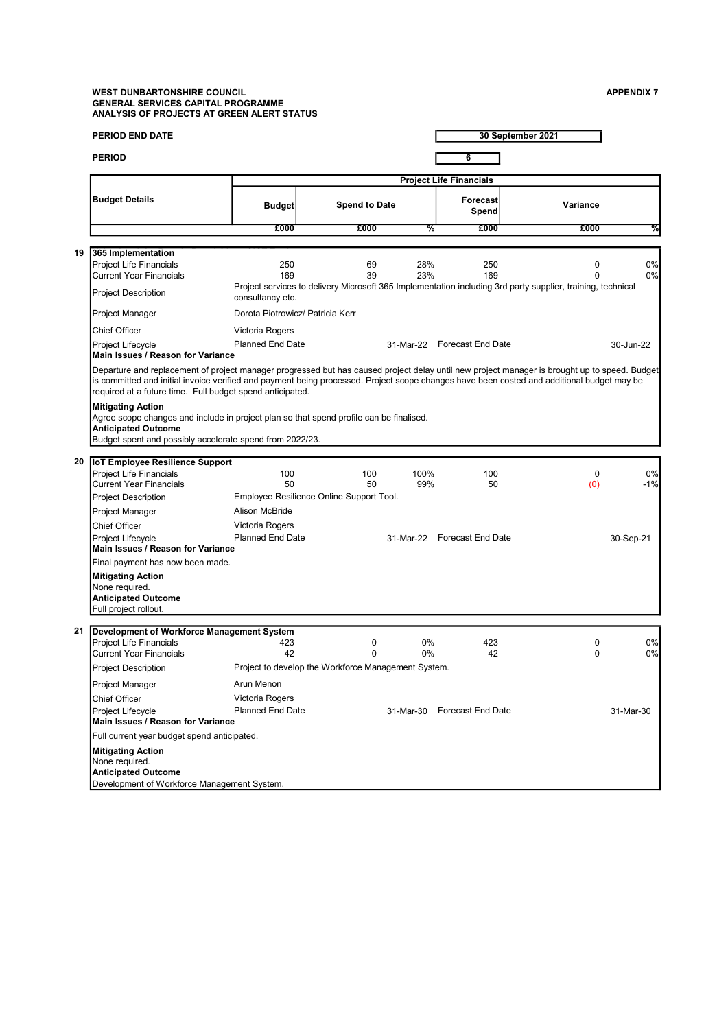**WEST DUNBARTONSHIRE COUNCIL**
**GENERAL SERVICES CAPITAL PROGRAMME**
**ANALYSIS OF PROJECTS AT GREEN ALERT STATUS**

**APPENDIX 7**

**PERIOD END DATE** — **30 September 2021**

**PERIOD** — **6**

| Budget Details | Project Life Financials | | | | | |
|---|---|---|---|---|---|---|
| | Budget | Spend to Date | | Forecast Spend | Variance | |
| | £000 | £000 | % | £000 | £000 | % |

**19 — 365 Implementation**

| | Budget | Spend to Date | % | Forecast Spend | Variance | % |
|---|---|---|---|---|---|---|
| Project Life Financials | 250 | 69 | 28% | 250 | 0 | 0% |
| Current Year Financials | 169 | 39 | 23% | 169 | 0 | 0% |

Project Description: Project services to delivery Microsoft 365 Implementation including 3rd party supplier, training, technical consultancy etc.

Project Manager: Dorota Piotrowicz/ Patricia Kerr

Chief Officer: Victoria Rogers

Project Lifecycle: Planned End Date 31-Mar-22 — Forecast End Date 30-Jun-22

**Main Issues / Reason for Variance**

Departure and replacement of project manager progressed but has caused project delay until new project manager is brought up to speed. Budget is committed and initial invoice verified and payment being processed. Project scope changes have been costed and additional budget may be required at a future time. Full budget spend anticipated.

**Mitigating Action**
Agree scope changes and include in project plan so that spend profile can be finalised.

**Anticipated Outcome**
Budget spent and possibly accelerate spend from 2022/23.

**20 — IoT Employee Resilience Support**

| | Budget | Spend to Date | % | Forecast Spend | Variance | % |
|---|---|---|---|---|---|---|
| Project Life Financials | 100 | 100 | 100% | 100 | 0 | 0% |
| Current Year Financials | 50 | 50 | 99% | 50 | (0) | -1% |

Project Description: Employee Resilience Online Support Tool.

Project Manager: Alison McBride

Chief Officer: Victoria Rogers

Project Lifecycle: Planned End Date 31-Mar-22 — Forecast End Date 30-Sep-21

**Main Issues / Reason for Variance**

Final payment has now been made.

**Mitigating Action**
None required.

**Anticipated Outcome**
Full project rollout.

**21 — Development of Workforce Management System**

| | Budget | Spend to Date | % | Forecast Spend | Variance | % |
|---|---|---|---|---|---|---|
| Project Life Financials | 423 | 0 | 0% | 423 | 0 | 0% |
| Current Year Financials | 42 | 0 | 0% | 42 | 0 | 0% |

Project Description: Project to develop the Workforce Management System.

Project Manager: Arun Menon

Chief Officer: Victoria Rogers

Project Lifecycle: Planned End Date 31-Mar-30 — Forecast End Date 31-Mar-30

**Main Issues / Reason for Variance**

Full current year budget spend anticipated.

**Mitigating Action**
None required.

**Anticipated Outcome**
Development of Workforce Management System.